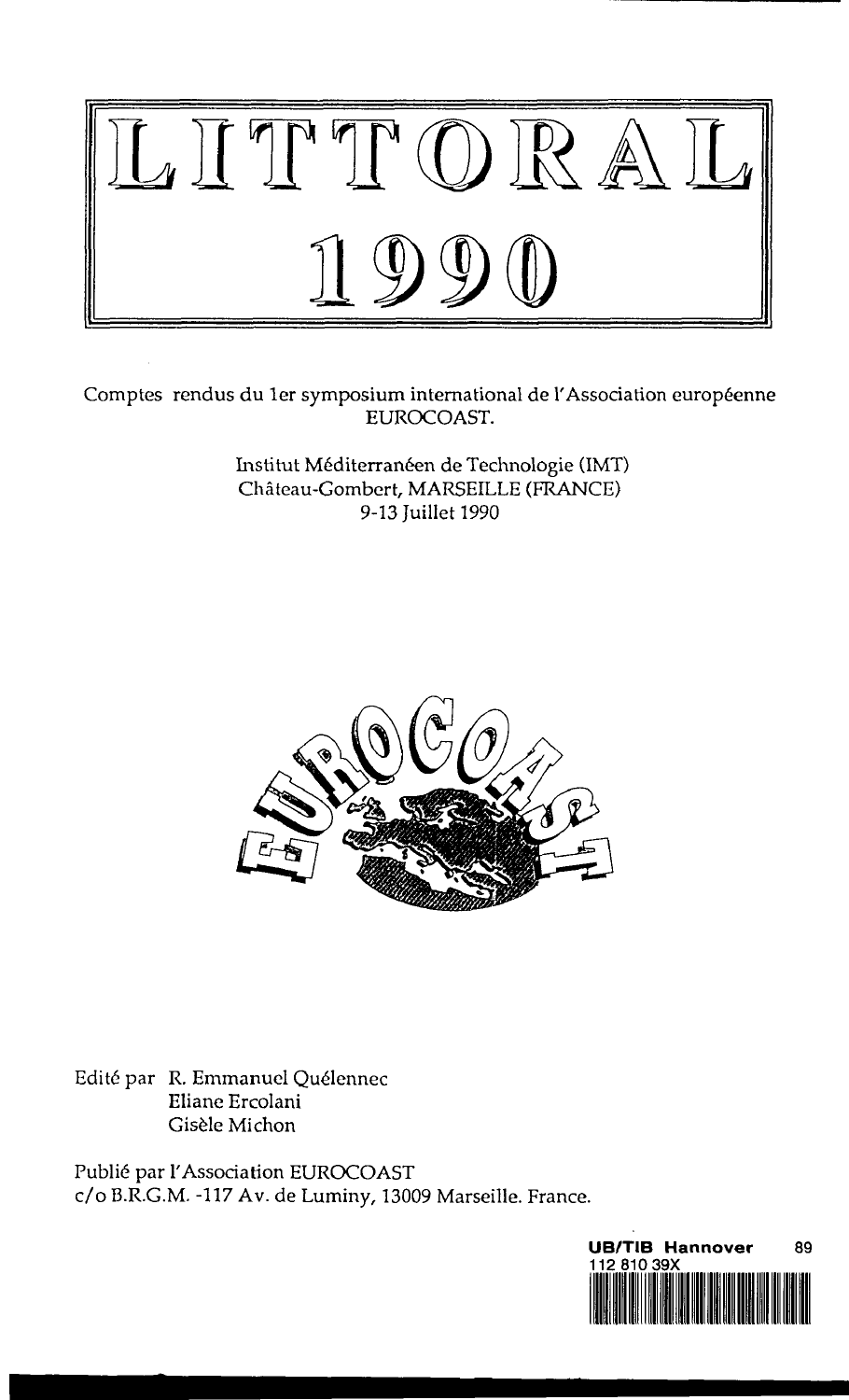# LITTORAL 1990

Comptes rendus du 1er symposium international de l'Association européenne EUROCOAST.

Institut Méditerranéen de Technologie (IMT)
Château-Gombert, MARSEILLE (FRANCE)
9-13 Juillet 1990

Edité par R. Emmanuel Quélennec
Eliane Ercolani
Gisèle Michon

Publié par l'Association EUROCOAST
c/o B.R.G.M. -117 Av. de Luminy, 13009 Marseille. France.

UB/TIB Hannover 89
112 810 39X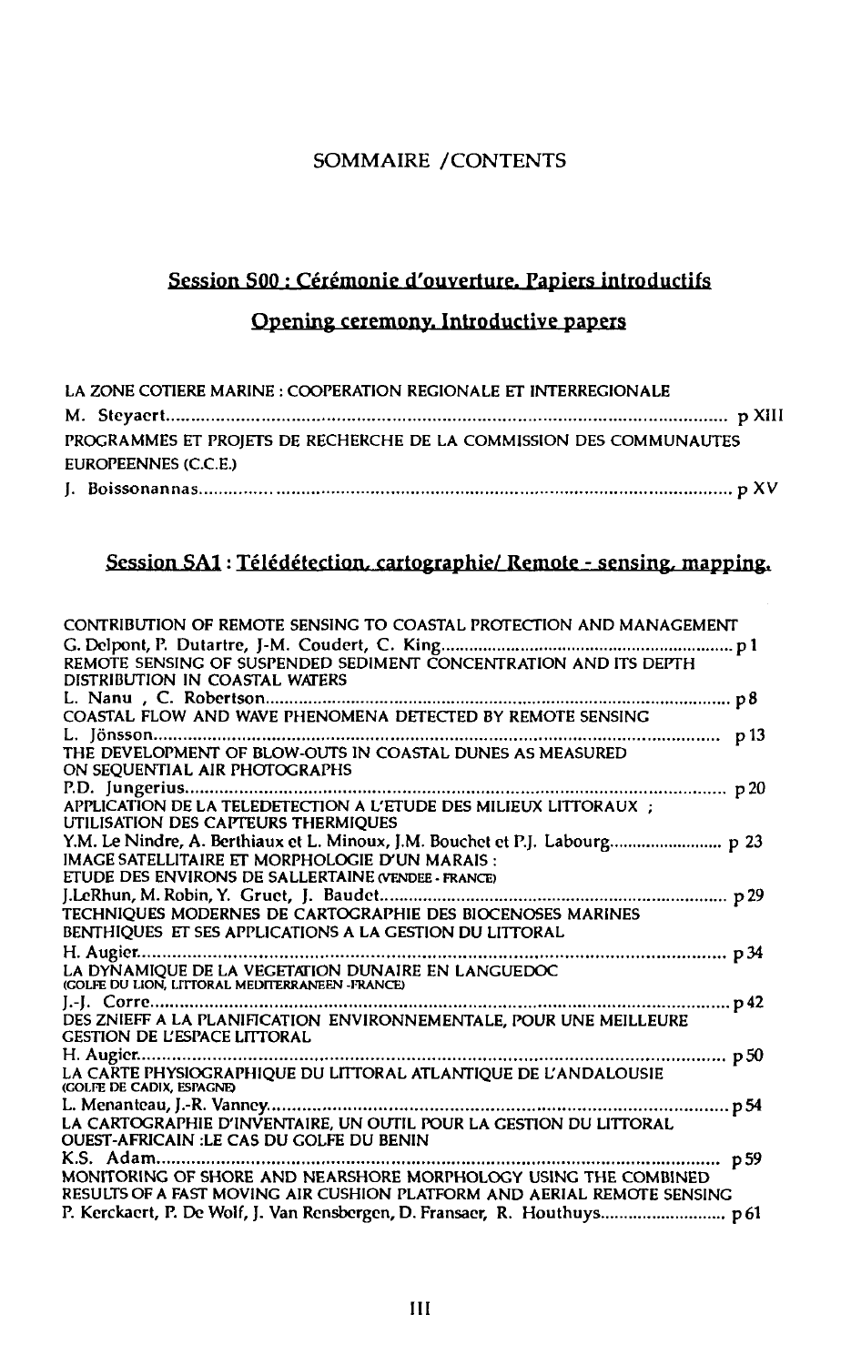# SOMMAIRE /CONTENTS

## Session S00 : Cérémonie d'ouverture. Papiers introductifs

## Opening ceremony. Introductive papers

LA ZONE COTIERE MARINE : COOPERATION REGIONALE ET INTERREGIONALE
M. Steyaert ........................................................................................................ p XIII

PROGRAMMES ET PROJETS DE RECHERCHE DE LA COMMISSION DES COMMUNAUTES EUROPEENNES (C.C.E.)
J. Boissonannas ........................................................................................................ p XV

## Session SA1 : Télédétection, cartographie/ Remote - sensing, mapping.

CONTRIBUTION OF REMOTE SENSING TO COASTAL PROTECTION AND MANAGEMENT
G. Delpont, P. Dutartre, J-M. Coudert, C. King ........................................................................................................ p 1

REMOTE SENSING OF SUSPENDED SEDIMENT CONCENTRATION AND ITS DEPTH DISTRIBUTION IN COASTAL WATERS
L. Nanu , C. Robertson ........................................................................................................ p 8

COASTAL FLOW AND WAVE PHENOMENA DETECTED BY REMOTE SENSING
L. Jönsson ........................................................................................................ p 13

THE DEVELOPMENT OF BLOW-OUTS IN COASTAL DUNES AS MEASURED ON SEQUENTIAL AIR PHOTOGRAPHS
P.D. Jungerius ........................................................................................................ p 20

APPLICATION DE LA TELEDETECTION A L'ETUDE DES MILIEUX LITTORAUX ; UTILISATION DES CAPTEURS THERMIQUES
Y.M. Le Nindre, A. Berthiaux et L. Minoux, J.M. Bouchet et P.J. Labourg ........................................................................................................ p 23

IMAGE SATELLITAIRE ET MORPHOLOGIE D'UN MARAIS : ETUDE DES ENVIRONS DE SALLERTAINE (VENDEE - FRANCE)
J.LeRhun, M. Robin, Y. Gruet, J. Baudet ........................................................................................................ p 29

TECHNIQUES MODERNES DE CARTOGRAPHIE DES BIOCENOSES MARINES BENTHIQUES ET SES APPLICATIONS A LA GESTION DU LITTORAL
H. Augier ........................................................................................................ p 34

LA DYNAMIQUE DE LA VEGETATION DUNAIRE EN LANGUEDOC (GOLFE DU LION, LITTORAL MEDITERRANEEN -FRANCE)
J.-J. Corre ........................................................................................................ p 42

DES ZNIEFF A LA PLANIFICATION ENVIRONNEMENTALE, POUR UNE MEILLEURE GESTION DE L'ESPACE LITTORAL
H. Augier ........................................................................................................ p 50

LA CARTE PHYSIOGRAPHIQUE DU LITTORAL ATLANTIQUE DE L'ANDALOUSIE (GOLFE DE CADIX, ESPAGNE)
L. Menanteau, J.-R. Vanney ........................................................................................................ p 54

LA CARTOGRAPHIE D'INVENTAIRE, UN OUTIL POUR LA GESTION DU LITTORAL OUEST-AFRICAIN :LE CAS DU GOLFE DU BENIN
K.S. Adam ........................................................................................................ p 59

MONITORING OF SHORE AND NEARSHORE MORPHOLOGY USING THE COMBINED RESULTS OF A FAST MOVING AIR CUSHION PLATFORM AND AERIAL REMOTE SENSING
P. Kerckaert, P. De Wolf, J. Van Rensbergen, D. Fransaer, R. Houthuys ........................................................................................................ p 61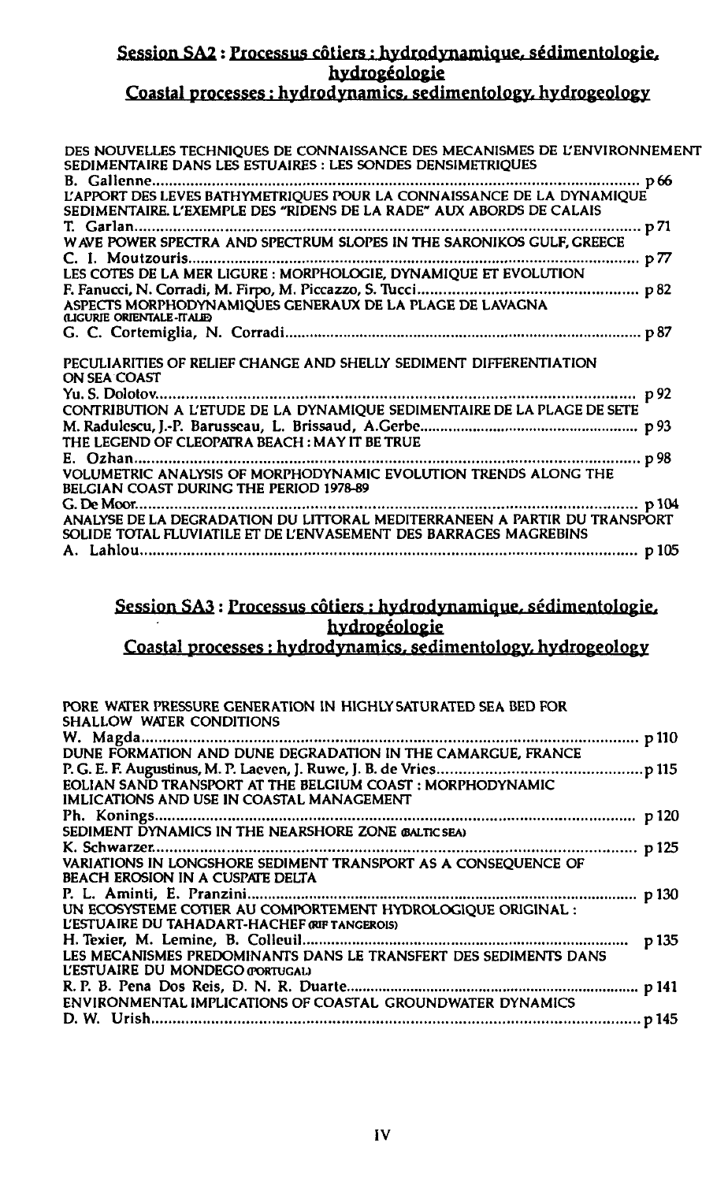## Session SA2 : Processus côtiers : hydrodynamique, sédimentologie, hydrogéologie
## Coastal processes : hydrodynamics, sedimentology, hydrogeology

DES NOUVELLES TECHNIQUES DE CONNAISSANCE DES MECANISMES DE L'ENVIRONNEMENT SEDIMENTAIRE DANS LES ESTUAIRES : LES SONDES DENSIMETRIQUES
B. Gallenne .................................................................................................................. p 66

L'APPORT DES LEVES BATHYMETRIQUES POUR LA CONNAISSANCE DE LA DYNAMIQUE SEDIMENTAIRE. L'EXEMPLE DES "RIDENS DE LA RADE" AUX ABORDS DE CALAIS
T. Garlan ...................................................................................................................... p 71

WAVE POWER SPECTRA AND SPECTRUM SLOPES IN THE SARONIKOS GULF, GREECE
C. I. Moutzouris .......................................................................................................... p 77

LES COTES DE LA MER LIGURE : MORPHOLOGIE, DYNAMIQUE ET EVOLUTION
F. Fanucci, N. Corradi, M. Firpo, M. Piccazzo, S. Tucci ................................................ p 82

ASPECTS MORPHODYNAMIQUES GENERAUX DE LA PLAGE DE LAVAGNA (LIGURIE ORIENTALE-ITALIE)
G. C. Cortemiglia, N. Corradi ...................................................................................... p 87

PECULIARITIES OF RELIEF CHANGE AND SHELLY SEDIMENT DIFFERENTIATION ON SEA COAST
Yu. S. Dolotov .............................................................................................................. p 92

CONTRIBUTION A L'ETUDE DE LA DYNAMIQUE SEDIMENTAIRE DE LA PLAGE DE SETE
M. Radulescu, J.-P. Barusseau, L. Brissaud, A.Gerbe .................................................... p 93

THE LEGEND OF CLEOPATRA BEACH : MAY IT BE TRUE
E. Ozhan ...................................................................................................................... p 98

VOLUMETRIC ANALYSIS OF MORPHODYNAMIC EVOLUTION TRENDS ALONG THE BELGIAN COAST DURING THE PERIOD 1978-89
G. De Moor .................................................................................................................. p 104

ANALYSE DE LA DEGRADATION DU LITTORAL MEDITERRANEEN A PARTIR DU TRANSPORT SOLIDE TOTAL FLUVIATILE ET DE L'ENVASEMENT DES BARRAGES MAGREBINS
A. Lahlou ...................................................................................................................... p 105

## Session SA3 : Processus côtiers : hydrodynamique, sédimentologie, hydrogéologie
## Coastal processes : hydrodynamics, sedimentology, hydrogeology

PORE WATER PRESSURE GENERATION IN HIGHLY SATURATED SEA BED FOR SHALLOW WATER CONDITIONS
W. Magda ...................................................................................................................... p 110

DUNE FORMATION AND DUNE DEGRADATION IN THE CAMARGUE, FRANCE
P. G. E. F. Augustinus, M. P. Laeven, J. Ruwe, J. B. de Vries ......................................... p 115

EOLIAN SAND TRANSPORT AT THE BELGIUM COAST : MORPHODYNAMIC IMLICATIONS AND USE IN COASTAL MANAGEMENT
Ph. Konings .................................................................................................................. p 120

SEDIMENT DYNAMICS IN THE NEARSHORE ZONE (BALTIC SEA)
K. Schwarzer ................................................................................................................ p 125

VARIATIONS IN LONGSHORE SEDIMENT TRANSPORT AS A CONSEQUENCE OF BEACH EROSION IN A CUSPATE DELTA
P. L. Aminti, E. Pranzini ............................................................................................... p 130

UN ECOSYSTEME COTIER AU COMPORTEMENT HYDROLOGIQUE ORIGINAL : L'ESTUAIRE DU TAHADART-HACHEF (RIF TANGEROIS)
H. Texier, M. Lemine, B. Colleuil ................................................................................. p 135

LES MECANISMES PREDOMINANTS DANS LE TRANSFERT DES SEDIMENTS DANS L'ESTUAIRE DU MONDEGO (PORTUGAL)
R. P. B. Pena Dos Reis, D. N. R. Duarte ......................................................................... p 141

ENVIRONMENTAL IMPLICATIONS OF COASTAL GROUNDWATER DYNAMICS
D. W. Urish ................................................................................................................... p 145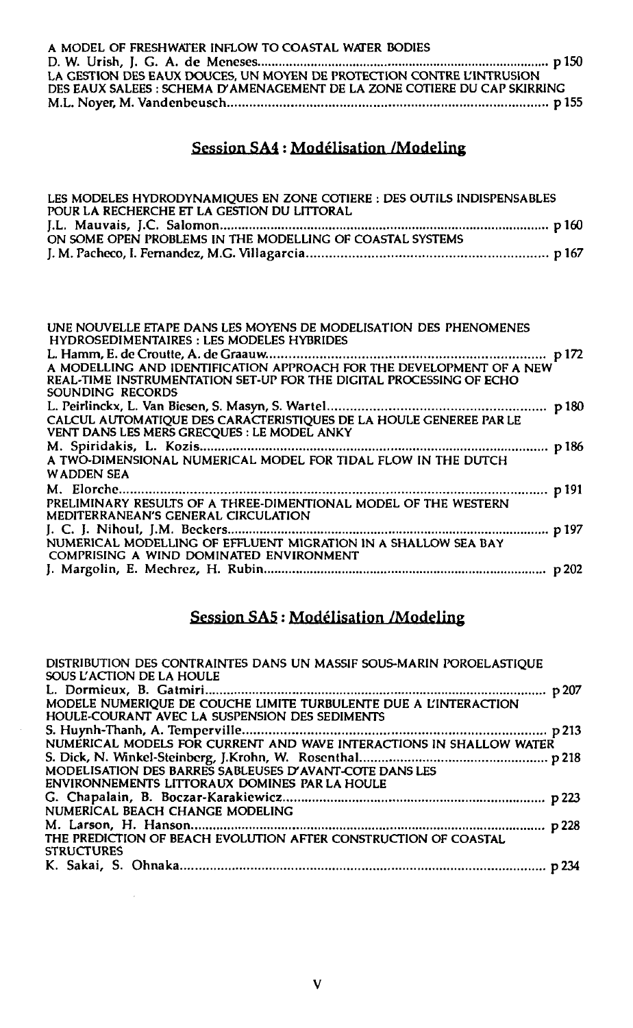A MODEL OF FRESHWATER INFLOW TO COASTAL WATER BODIES
D. W. Urish, J. G. A. de Meneses ........ p 150

LA GESTION DES EAUX DOUCES, UN MOYEN DE PROTECTION CONTRE L'INTRUSION DES EAUX SALEES : SCHEMA D'AMENAGEMENT DE LA ZONE COTIERE DU CAP SKIRRING
M.L. Noyer, M. Vandenbeusch ........ p 155

## Session SA4 : Modélisation /Modeling

LES MODELES HYDRODYNAMIQUES EN ZONE COTIERE : DES OUTILS INDISPENSABLES POUR LA RECHERCHE ET LA GESTION DU LITTORAL
J.L. Mauvais, J.C. Salomon ........ p 160

ON SOME OPEN PROBLEMS IN THE MODELLING OF COASTAL SYSTEMS
J. M. Pacheco, I. Fernandez, M.G. Villagarcia ........ p 167

UNE NOUVELLE ETAPE DANS LES MOYENS DE MODELISATION DES PHENOMENES HYDROSEDIMENTAIRES : LES MODELES HYBRIDES
L. Hamm, E. de Croutte, A. de Graauw ........ p 172

A MODELLING AND IDENTIFICATION APPROACH FOR THE DEVELOPMENT OF A NEW REAL-TIME INSTRUMENTATION SET-UP FOR THE DIGITAL PROCESSING OF ECHO SOUNDING RECORDS
L. Peirlinckx, L. Van Biesen, S. Masyn, S. Wartel ........ p 180

CALCUL AUTOMATIQUE DES CARACTERISTIQUES DE LA HOULE GENEREE PAR LE VENT DANS LES MERS GRECQUES : LE MODEL ANKY
M. Spiridakis, L. Kozis ........ p 186

A TWO-DIMENSIONAL NUMERICAL MODEL FOR TIDAL FLOW IN THE DUTCH WADDEN SEA
M. Elorche ........ p 191

PRELIMINARY RESULTS OF A THREE-DIMENTIONAL MODEL OF THE WESTERN MEDITERRANEAN'S GENERAL CIRCULATION
J. C. J. Nihoul, J.M. Beckers ........ p 197

NUMERICAL MODELLING OF EFFLUENT MIGRATION IN A SHALLOW SEA BAY COMPRISING A WIND DOMINATED ENVIRONMENT
J. Margolin, E. Mechrez, H. Rubin ........ p 202

## Session SA5 : Modélisation /Modeling

DISTRIBUTION DES CONTRAINTES DANS UN MASSIF SOUS-MARIN POROELASTIQUE SOUS L'ACTION DE LA HOULE
L. Dormieux, B. Gatmiri ........ p 207

MODELE NUMERIQUE DE COUCHE LIMITE TURBULENTE DUE A L'INTERACTION HOULE-COURANT AVEC LA SUSPENSION DES SEDIMENTS
S. Huynh-Thanh, A. Temperville ........ p 213

NUMERICAL MODELS FOR CURRENT AND WAVE INTERACTIONS IN SHALLOW WATER
S. Dick, N. Winkel-Steinberg, J.Krohn, W. Rosenthal ........ p 218

MODELISATION DES BARRES SABLEUSES D'AVANT-COTE DANS LES ENVIRONNEMENTS LITTORAUX DOMINES PAR LA HOULE
G. Chapalain, B. Boczar-Karakiewicz ........ p 223

NUMERICAL BEACH CHANGE MODELING
M. Larson, H. Hanson ........ p 228

THE PREDICTION OF BEACH EVOLUTION AFTER CONSTRUCTION OF COASTAL STRUCTURES
K. Sakai, S. Ohnaka ........ p 234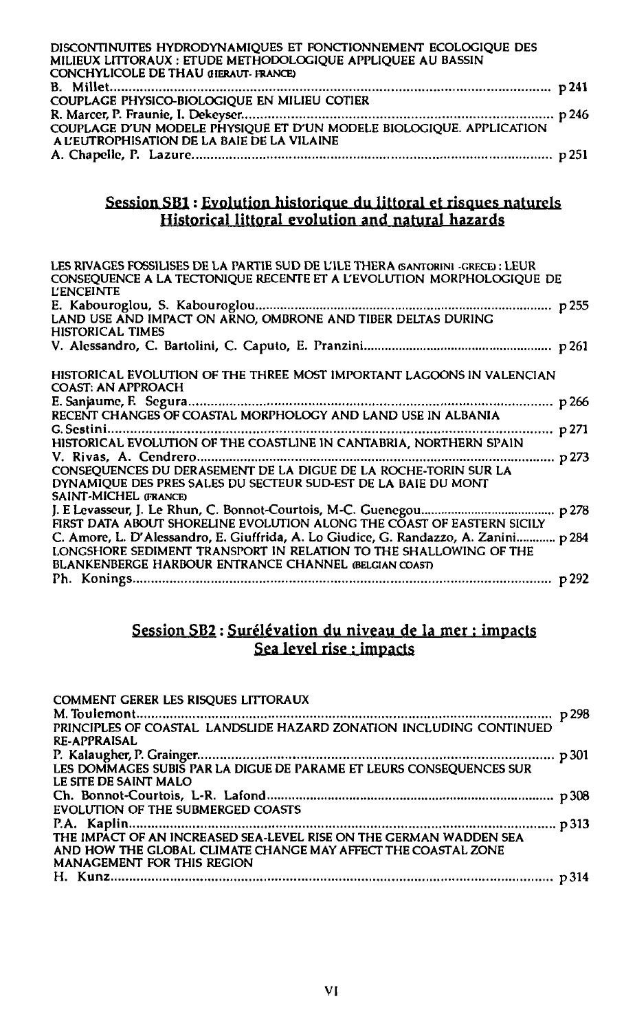DISCONTINUITES HYDRODYNAMIQUES ET FONCTIONNEMENT ECOLOGIQUE DES MILIEUX LITTORAUX : ETUDE METHODOLOGIQUE APPLIQUEE AU BASSIN CONCHYLICOLE DE THAU (HERAUT- FRANCE)
B. Millet ........................................................................................................ p 241

COUPLAGE PHYSICO-BIOLOGIQUE EN MILIEU COTIER
R. Marcer, P. Fraunie, I. Dekeyser ................................................................... p 246

COUPLAGE D'UN MODELE PHYSIQUE ET D'UN MODELE BIOLOGIQUE. APPLICATION A L'EUTROPHISATION DE LA BAIE DE LA VILAINE
A. Chapelle, P. Lazure ..................................................................................... p 251

## Session SB1 : Evolution historique du littoral et risques naturels
## Historical littoral evolution and natural hazards

LES RIVAGES FOSSILISES DE LA PARTIE SUD DE L'ILE THERA (SANTORINI -GRECE) : LEUR CONSEQUENCE A LA TECTONIQUE RECENTE ET A L'EVOLUTION MORPHOLOGIQUE DE L'ENCEINTE
E. Kabouroglou, S. Kabouroglou ..................................................................... p 255

LAND USE AND IMPACT ON ARNO, OMBRONE AND TIBER DELTAS DURING HISTORICAL TIMES
V. Alessandro, C. Bartolini, C. Caputo, E. Pranzini ......................................... p 261

HISTORICAL EVOLUTION OF THE THREE MOST IMPORTANT LAGOONS IN VALENCIAN COAST: AN APPROACH
E. Sanjaume, F. Segura ..................................................................................... p 266

RECENT CHANGES OF COASTAL MORPHOLOGY AND LAND USE IN ALBANIA
G. Sestini ........................................................................................................ p 271

HISTORICAL EVOLUTION OF THE COASTLINE IN CANTABRIA, NORTHERN SPAIN
V. Rivas, A. Cendrero ..................................................................................... p 273

CONSEQUENCES DU DERASEMENT DE LA DIGUE DE LA ROCHE-TORIN SUR LA DYNAMIQUE DES PRES SALES DU SECTEUR SUD-EST DE LA BAIE DU MONT SAINT-MICHEL (FRANCE)
J. E Levasseur, J. Le Rhun, C. Bonnot-Courtois, M-C. Guenegou ....................... p 278

FIRST DATA ABOUT SHORELINE EVOLUTION ALONG THE COAST OF EASTERN SICILY
C. Amore, L. D'Alessandro, E. Giuffrida, A. Lo Giudice, G. Randazzo, A. Zanini ............ p 284

LONGSHORE SEDIMENT TRANSPORT IN RELATION TO THE SHALLOWING OF THE BLANKENBERGE HARBOUR ENTRANCE CHANNEL (BELGIAN COAST)
Ph. Konings ..................................................................................................... p 292

## Session SB2 : Surélévation du niveau de la mer : impacts
## Sea level rise : impacts

COMMENT GERER LES RISQUES LITTORAUX
M. Toulemont .................................................................................................. p 298

PRINCIPLES OF COASTAL LANDSLIDE HAZARD ZONATION INCLUDING CONTINUED RE-APPRAISAL
P. Kalaugher, P. Grainger ................................................................................ p 301

LES DOMMAGES SUBIS PAR LA DIGUE DE PARAME ET LEURS CONSEQUENCES SUR LE SITE DE SAINT MALO
Ch. Bonnot-Courtois, L-R. Lafond .................................................................. p 308

EVOLUTION OF THE SUBMERGED COASTS
P.A. Kaplin ..................................................................................................... p 313

THE IMPACT OF AN INCREASED SEA-LEVEL RISE ON THE GERMAN WADDEN SEA AND HOW THE GLOBAL CLIMATE CHANGE MAY AFFECT THE COASTAL ZONE MANAGEMENT FOR THIS REGION
H. Kunz .......................................................................................................... p 314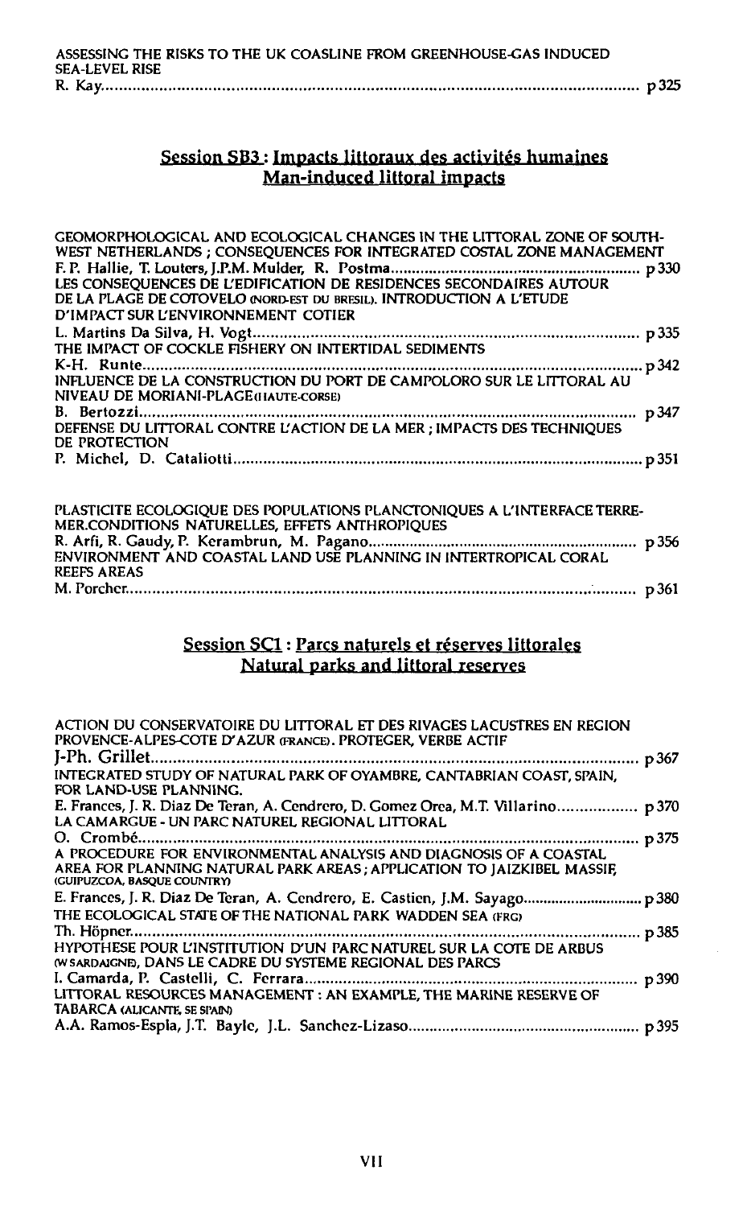ASSESSING THE RISKS TO THE UK COASLINE FROM GREENHOUSE-GAS INDUCED SEA-LEVEL RISE
R. Kay........................................................................................................................ p 325

## Session SB3 : Impacts littoraux des activités humaines
## Man-induced littoral impacts

GEOMORPHOLOGICAL AND ECOLOGICAL CHANGES IN THE LITTORAL ZONE OF SOUTH-WEST NETHERLANDS ; CONSEQUENCES FOR INTEGRATED COSTAL ZONE MANAGEMENT
F. P. Hallie, T. Louters, J.P.M. Mulder, R. Postma.......................................................... p 330

LES CONSEQUENCES DE L'EDIFICATION DE RESIDENCES SECONDAIRES AUTOUR DE LA PLAGE DE COTOVELO (NORD-EST DU BRESIL). INTRODUCTION A L'ETUDE D'IMPACT SUR L'ENVIRONNEMENT COTIER
L. Martins Da Silva, H. Vogt........................................................................................ p 335

THE IMPACT OF COCKLE FISHERY ON INTERTIDAL SEDIMENTS
K-H. Runte.................................................................................................................. p 342

INFLUENCE DE LA CONSTRUCTION DU PORT DE CAMPOLORO SUR LE LITTORAL AU NIVEAU DE MORIANI-PLAGE (HAUTE-CORSE)
B. Bertozzi.................................................................................................................. p 347

DEFENSE DU LITTORAL CONTRE L'ACTION DE LA MER ; IMPACTS DES TECHNIQUES DE PROTECTION
P. Michel, D. Cataliotti................................................................................................ p 351

PLASTICITE ECOLOGIQUE DES POPULATIONS PLANCTONIQUES A L'INTERFACE TERRE-MER.CONDITIONS NATURELLES, EFFETS ANTHROPIQUES
R. Arfi, R. Gaudy, P. Kerambrun, M. Pagano............................................................... p 356

ENVIRONMENT AND COASTAL LAND USE PLANNING IN INTERTROPICAL CORAL REEFS AREAS
M. Porcher.................................................................................................................. p 361

## Session SC1 : Parcs naturels et réserves littorales
## Natural parks and littoral reserves

ACTION DU CONSERVATOIRE DU LITTORAL ET DES RIVAGES LACUSTRES EN REGION PROVENCE-ALPES-COTE D'AZUR (FRANCE). PROTEGER, VERBE ACTIF
J-Ph. Grillet................................................................................................................ p 367

INTEGRATED STUDY OF NATURAL PARK OF OYAMBRE, CANTABRIAN COAST, SPAIN, FOR LAND-USE PLANNING.
E. Frances, J. R. Diaz De Teran, A. Cendrero, D. Gomez Orea, M.T. Villarino.................. p 370

LA CAMARGUE - UN PARC NATUREL REGIONAL LITTORAL
O. Crombé.................................................................................................................. p 375

A PROCEDURE FOR ENVIRONMENTAL ANALYSIS AND DIAGNOSIS OF A COASTAL AREA FOR PLANNING NATURAL PARK AREAS ; APPLICATION TO JAIZKIBEL MASSIF (GUIPUZCOA, BASQUE COUNTRY)
E. Frances, J. R. Diaz De Teran, A. Cendrero, E. Castien, J.M. Sayago............................ p 380

THE ECOLOGICAL STATE OF THE NATIONAL PARK WADDEN SEA (FRG)
Th. Höpner.................................................................................................................. p 385

HYPOTHESE POUR L'INSTITUTION D'UN PARC NATUREL SUR LA COTE DE ARBUS (W SARDAIGNE), DANS LE CADRE DU SYSTEME REGIONAL DES PARCS
I. Camarda, P. Castelli, C. Ferrara................................................................................ p 390

LITTORAL RESOURCES MANAGEMENT : AN EXAMPLE, THE MARINE RESERVE OF TABARCA (ALICANTE, SE SPAIN)
A.A. Ramos-Espla, J.T. Bayle, J.L. Sanchez-Lizaso...................................................... p 395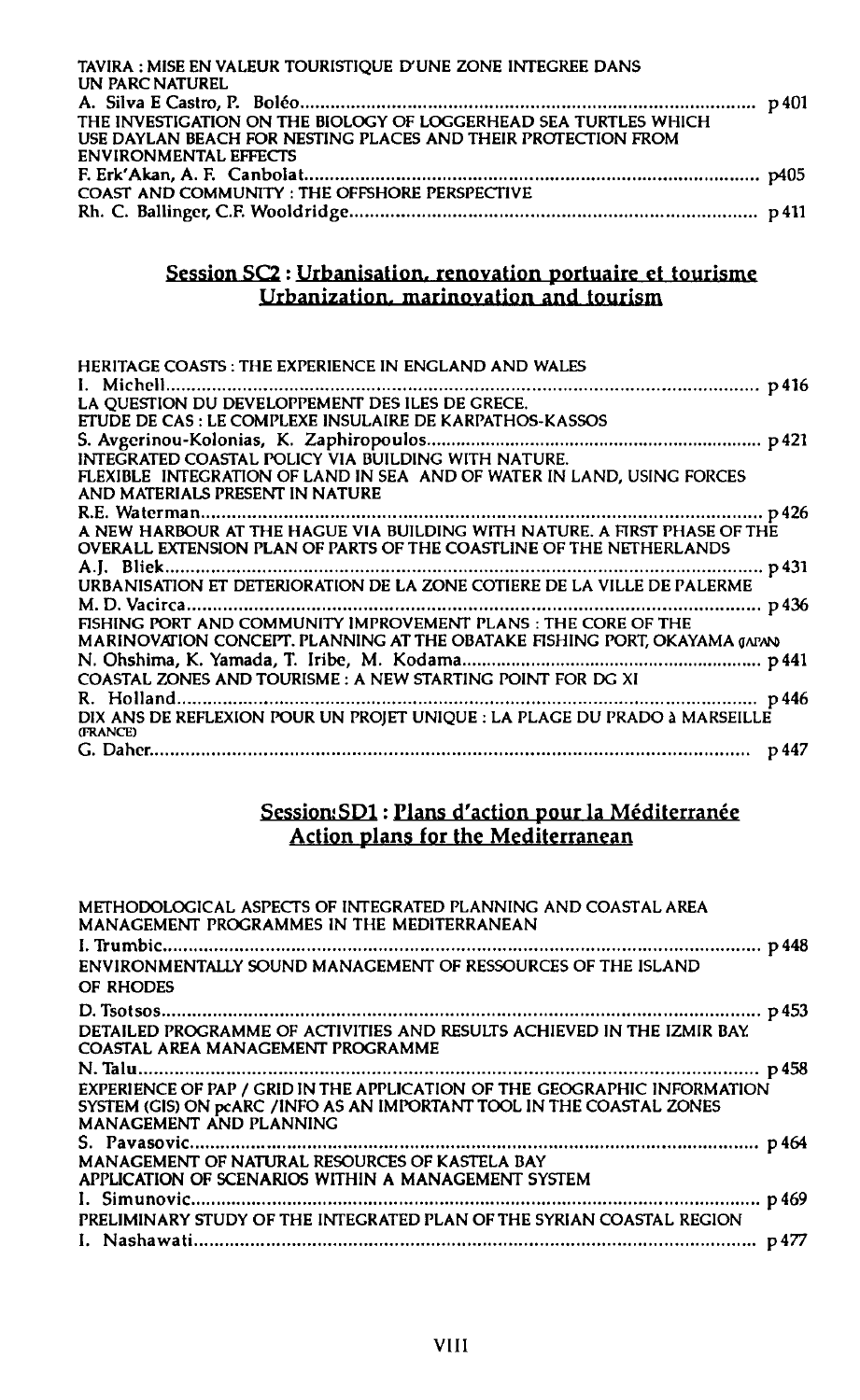TAVIRA : MISE EN VALEUR TOURISTIQUE D'UNE ZONE INTEGREE DANS UN PARC NATUREL
A. Silva E Castro, P. Boléo ........................................................................................ p 401

THE INVESTIGATION ON THE BIOLOGY OF LOGGERHEAD SEA TURTLES WHICH USE DAYLAN BEACH FOR NESTING PLACES AND THEIR PROTECTION FROM ENVIRONMENTAL EFFECTS
F. Erk'Akan, A. F. Canbolat ........................................................................................ p405

COAST AND COMMUNITY : THE OFFSHORE PERSPECTIVE
Rh. C. Ballinger, C.F. Wooldridge ........................................................................................ p 411

## Session SC2 : Urbanisation, renovation portuaire et tourisme
## Urbanization, marinovation and tourism

HERITAGE COASTS : THE EXPERIENCE IN ENGLAND AND WALES
I. Michell ........................................................................................ p 416

LA QUESTION DU DEVELOPPEMENT DES ILES DE GRECE.
ETUDE DE CAS : LE COMPLEXE INSULAIRE DE KARPATHOS-KASSOS
S. Avgerinou-Kolonias, K. Zaphiropoulos ........................................................................................ p 421

INTEGRATED COASTAL POLICY VIA BUILDING WITH NATURE.
FLEXIBLE INTEGRATION OF LAND IN SEA AND OF WATER IN LAND, USING FORCES AND MATERIALS PRESENT IN NATURE
R.E. Waterman ........................................................................................ p 426

A NEW HARBOUR AT THE HAGUE VIA BUILDING WITH NATURE. A FIRST PHASE OF THE OVERALL EXTENSION PLAN OF PARTS OF THE COASTLINE OF THE NETHERLANDS
A.J. Bliek ........................................................................................ p 431

URBANISATION ET DETERIORATION DE LA ZONE COTIERE DE LA VILLE DE PALERME
M. D. Vacirca ........................................................................................ p 436

FISHING PORT AND COMMUNITY IMPROVEMENT PLANS : THE CORE OF THE MARINOVATION CONCEPT. PLANNING AT THE OBATAKE FISHING PORT, OKAYAMA (JAPAN)
N. Ohshima, K. Yamada, T. Iribe, M. Kodama ........................................................................................ p 441

COASTAL ZONES AND TOURISME : A NEW STARTING POINT FOR DG XI
R. Holland ........................................................................................ p 446

DIX ANS DE REFLEXION POUR UN PROJET UNIQUE : LA PLAGE DU PRADO à MARSEILLE (FRANCE)
G. Daher ........................................................................................ p 447

## Session SD1 : Plans d'action pour la Méditerranée
## Action plans for the Mediterranean

METHODOLOGICAL ASPECTS OF INTEGRATED PLANNING AND COASTAL AREA MANAGEMENT PROGRAMMES IN THE MEDITERRANEAN
I. Trumbic ........................................................................................ p 448

ENVIRONMENTALLY SOUND MANAGEMENT OF RESSOURCES OF THE ISLAND OF RHODES
D. Tsotsos ........................................................................................ p 453

DETAILED PROGRAMME OF ACTIVITIES AND RESULTS ACHIEVED IN THE IZMIR BAY COASTAL AREA MANAGEMENT PROGRAMME
N. Talu ........................................................................................ p 458

EXPERIENCE OF PAP / GRID IN THE APPLICATION OF THE GEOGRAPHIC INFORMATION SYSTEM (GIS) ON pcARC /INFO AS AN IMPORTANT TOOL IN THE COASTAL ZONES MANAGEMENT AND PLANNING
S. Pavasovic ........................................................................................ p 464

MANAGEMENT OF NATURAL RESOURCES OF KASTELA BAY
APPLICATION OF SCENARIOS WITHIN A MANAGEMENT SYSTEM
I. Simunovic ........................................................................................ p 469

PRELIMINARY STUDY OF THE INTEGRATED PLAN OF THE SYRIAN COASTAL REGION
I. Nashawati ........................................................................................ p 477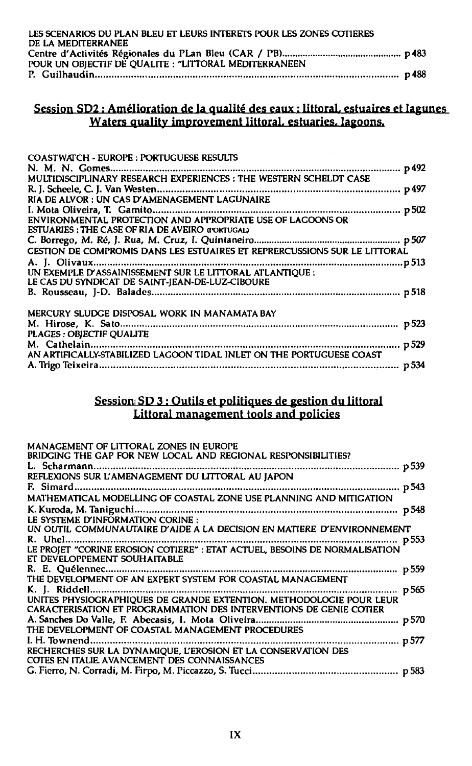LES SCENARIOS DU PLAN BLEU ET LEURS INTERETS POUR LES ZONES COTIERES DE LA MEDITERRANEE
Centre d'Activités Régionales du PLan Bleu (CAR / PB) .............................................. p 483

POUR UN OBJECTIF DE QUALITE : "LITTORAL MEDITERRANEEN
P. Guilhaudin .............................................................................................................. p 488

## Session SD2 : Amélioration de la qualité des eaux : littoral, estuaires et lagunes
## Waters quality improvement littoral, estuaries, lagoons.

COASTWATCH - EUROPE : PORTUGUESE RESULTS
N. M. N. Gomes .......................................................................................................... p 492

MULTIDISCIPLINARY RESEARCH EXPERIENCES : THE WESTERN SCHELDT CASE
R. J. Scheele, C. J. Van Westen ....................................................................................... p 497

RIA DE ALVOR : UN CAS D'AMENAGEMENT LAGUNAIRE
I. Mota Oliveira, T. Gamito .......................................................................................... p 502

ENVIRONMENTAL PROTECTION AND APPROPRIATE USE OF LAGOONS OR ESTUARIES : THE CASE OF RIA DE AVEIRO (PORTUGAL)
C. Borrego, M. Ré, J. Rua, M. Cruz, I. Quintaneiro ........................................................ p 507

GESTION DE COMPROMIS DANS LES ESTUAIRES ET REPRERCUSSIONS SUR LE LITTORAL
A. J. Olivaux ................................................................................................................. p 513

UN EXEMPLE D'ASSAINISSEMENT SUR LE LITTORAL ATLANTIQUE : LE CAS DU SYNDICAT DE SAINT-JEAN-DE-LUZ-CIBOURE
B. Rousseau, J-D. Balades ............................................................................................ p 518

MERCURY SLUDGE DISPOSAL WORK IN MANAMATA BAY
M. Hirose, K. Sato ....................................................................................................... p 523

PLAGES : OBJECTIF QUALITE
M. Cathelain ................................................................................................................ p 529

AN ARTIFICALLY-STABILIZED LAGOON TIDAL INLET ON THE PORTUGUESE COAST
A. Trigo Teixeira .......................................................................................................... p 534

## Session SD 3 : Outils et politiques de gestion du littoral
## Littoral management tools and policies

MANAGEMENT OF LITTORAL ZONES IN EUROPE
BRIDGING THE GAP FOR NEW LOCAL AND REGIONAL RESPONSIBILITIES?
L. Scharmann ............................................................................................................... p 539

REFLEXIONS SUR L'AMENAGEMENT DU LITTORAL AU JAPON
F. Simard ..................................................................................................................... p 543

MATHEMATICAL MODELLING OF COASTAL ZONE USE PLANNING AND MITIGATION
K. Kuroda, M. Taniguchi .............................................................................................. p 548

LE SYSTEME D'INFORMATION CORINE :
UN OUTIL COMMUNAUTAIRE D'AIDE A LA DECISION EN MATIERE D'ENVIRONNEMENT
R. Uhel ......................................................................................................................... p 553

LE PROJET "CORINE EROSION COTIERE" : ETAT ACTUEL, BESOINS DE NORMALISATION ET DEVELOPPEMENT SOUHAITABLE
R. E. Quélennec ........................................................................................................... p 559

THE DEVELOPMENT OF AN EXPERT SYSTEM FOR COASTAL MANAGEMENT
K. J. Riddell ................................................................................................................. p 565

UNITES PHYSIOGRAPHIQUES DE GRANDE EXTENTION. METHODOLOGIE POUR LEUR CARACTERISATION ET PROGRAMMATION DES INTERVENTIONS DE GENIE COTIER
A. Sanches Do Valle, F. Abecasis, I. Mota Oliveira ....................................................... p 570

THE DEVELOPMENT OF COASTAL MANAGEMENT PROCEDURES
I. H. Townend ............................................................................................................... p 577

RECHERCHES SUR LA DYNAMIQUE, L'EROSION ET LA CONSERVATION DES COTES EN ITALIE. AVANCEMENT DES CONNAISSANCES
G. Fierro, N. Corradi, M. Firpo, M. Piccazzo, S. Tucci .................................................. p 583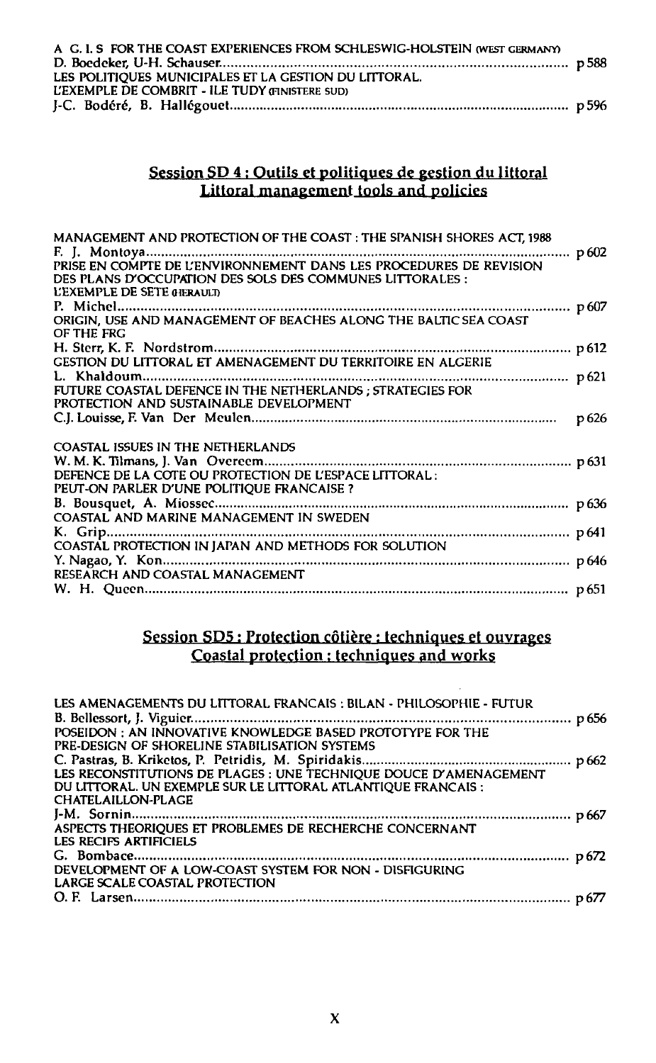A G. I. S FOR THE COAST EXPERIENCES FROM SCHLESWIG-HOLSTEIN (WEST GERMANY)
D. Boedeker, U-H. Schauser .......... p 588

LES POLITIQUES MUNICIPALES ET LA GESTION DU LITTORAL.
L'EXEMPLE DE COMBRIT - ILE TUDY (FINISTERE SUD)
J-C. Bodéré, B. Hallégouet .......... p 596

## Session SD 4 : Outils et politiques de gestion du littoral
## Littoral management tools and policies

MANAGEMENT AND PROTECTION OF THE COAST : THE SPANISH SHORES ACT, 1988
F. J. Montoya .......... p 602

PRISE EN COMPTE DE L'ENVIRONNEMENT DANS LES PROCEDURES DE REVISION DES PLANS D'OCCUPATION DES SOLS DES COMMUNES LITTORALES :
L'EXEMPLE DE SETE (HERAULT)
P. Michel .......... p 607

ORIGIN, USE AND MANAGEMENT OF BEACHES ALONG THE BALTIC SEA COAST OF THE FRG
H. Sterr, K. F. Nordstrom .......... p 612

GESTION DU LITTORAL ET AMENAGEMENT DU TERRITOIRE EN ALGERIE
L. Khaldoum .......... p 621

FUTURE COASTAL DEFENCE IN THE NETHERLANDS ; STRATEGIES FOR PROTECTION AND SUSTAINABLE DEVELOPMENT
C.J. Louisse, F. Van Der Meulen .......... p 626

COASTAL ISSUES IN THE NETHERLANDS
W. M. K. Tilmans, J. Van Overeem .......... p 631

DEFENCE DE LA COTE OU PROTECTION DE L'ESPACE LITTORAL :
PEUT-ON PARLER D'UNE POLITIQUE FRANCAISE ?
B. Bousquet, A. Miossec .......... p 636

COASTAL AND MARINE MANAGEMENT IN SWEDEN
K. Grip .......... p 641

COASTAL PROTECTION IN JAPAN AND METHODS FOR SOLUTION
Y. Nagao, Y. Kon .......... p 646

RESEARCH AND COASTAL MANAGEMENT
W. H. Queen .......... p 651

## Session SD5 : Protection côtière : techniques et ouvrages
## Coastal protection : techniques and works

LES AMENAGEMENTS DU LITTORAL FRANCAIS : BILAN - PHILOSOPHIE - FUTUR
B. Bellessort, J. Viguier .......... p 656

POSEIDON : AN INNOVATIVE KNOWLEDGE BASED PROTOTYPE FOR THE PRE-DESIGN OF SHORELINE STABILISATION SYSTEMS
C. Pastras, B. Kriketos, P. Petridis, M. Spiridakis .......... p 662

LES RECONSTITUTIONS DE PLAGES : UNE TECHNIQUE DOUCE D'AMENAGEMENT DU LITTORAL. UN EXEMPLE SUR LE LITTORAL ATLANTIQUE FRANCAIS :
CHATELAILLON-PLAGE
J-M. Sornin .......... p 667

ASPECTS THEORIQUES ET PROBLEMES DE RECHERCHE CONCERNANT LES RECIFS ARTIFICIELS
G. Bombace .......... p 672

DEVELOPMENT OF A LOW-COAST SYSTEM FOR NON - DISFIGURING LARGE SCALE COASTAL PROTECTION
O. F. Larsen .......... p 677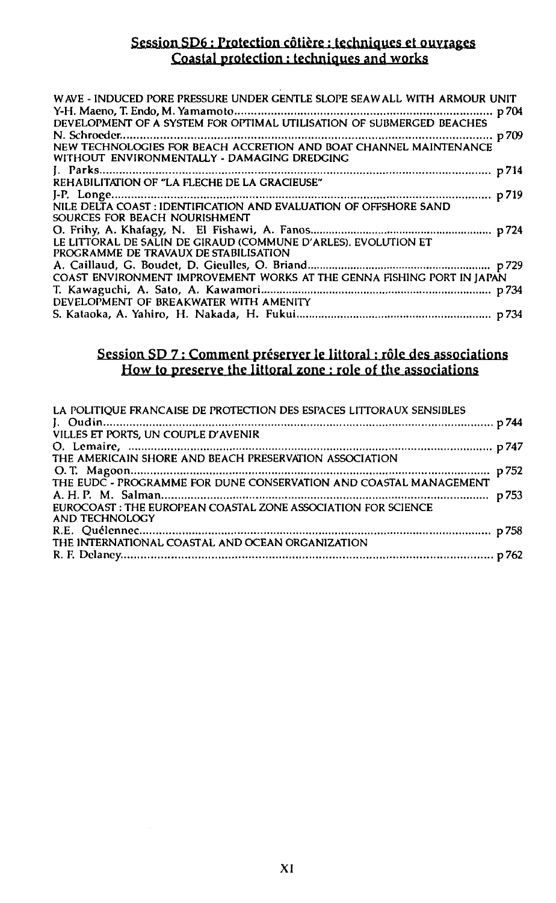## Session SD6 : Protection côtière : techniques et ouvrages
## Coastal protection : techniques and works

WAVE - INDUCED PORE PRESSURE UNDER GENTLE SLOPE SEAWALL WITH ARMOUR UNIT
Y-H. Maeno, T. Endo, M. Yamamoto ........ p 704

DEVELOPMENT OF A SYSTEM FOR OPTIMAL UTILISATION OF SUBMERGED BEACHES
N. Schroeder ........ p 709

NEW TECHNOLOGIES FOR BEACH ACCRETION AND BOAT CHANNEL MAINTENANCE WITHOUT ENVIRONMENTALLY - DAMAGING DREDGING
J. Parks ........ p 714

REHABILITATION OF "LA FLECHE DE LA GRACIEUSE"
J-P. Longe ........ p 719

NILE DELTA COAST : IDENTIFICATION AND EVALUATION OF OFFSHORE SAND SOURCES FOR BEACH NOURISHMENT
O. Frihy, A. Khafagy, N. El Fishawi, A. Fanos ........ p 724

LE LITTORAL DE SALIN DE GIRAUD (COMMUNE D'ARLES). EVOLUTION ET PROGRAMME DE TRAVAUX DE STABILISATION
A. Caillaud, G. Boudet, D. Gieulles, O. Briand ........ p 729

COAST ENVIRONMENT IMPROVEMENT WORKS AT THE GENNA FISHING PORT IN JAPAN
T. Kawaguchi, A. Sato, A. Kawamori ........ p 734

DEVELOPMENT OF BREAKWATER WITH AMENITY
S. Kataoka, A. Yahiro, H. Nakada, H. Fukui ........ p 734

## Session SD 7 : Comment préserver le littoral : rôle des associations
## How to preserve the littoral zone : role of the associations

LA POLITIQUE FRANCAISE DE PROTECTION DES ESPACES LITTORAUX SENSIBLES
J. Oudin ........ p 744

VILLES ET PORTS, UN COUPLE D'AVENIR
O. Lemaire, ........ p 747

THE AMERICAIN SHORE AND BEACH PRESERVATION ASSOCIATION
O. T. Magoon ........ p 752

THE EUDC - PROGRAMME FOR DUNE CONSERVATION AND COASTAL MANAGEMENT
A. H. P. M. Salman ........ p 753

EUROCOAST : THE EUROPEAN COASTAL ZONE ASSOCIATION FOR SCIENCE AND TECHNOLOGY
R.E. Quélennec ........ p 758

THE INTERNATIONAL COASTAL AND OCEAN ORGANIZATION
R. F. Delaney ........ p 762